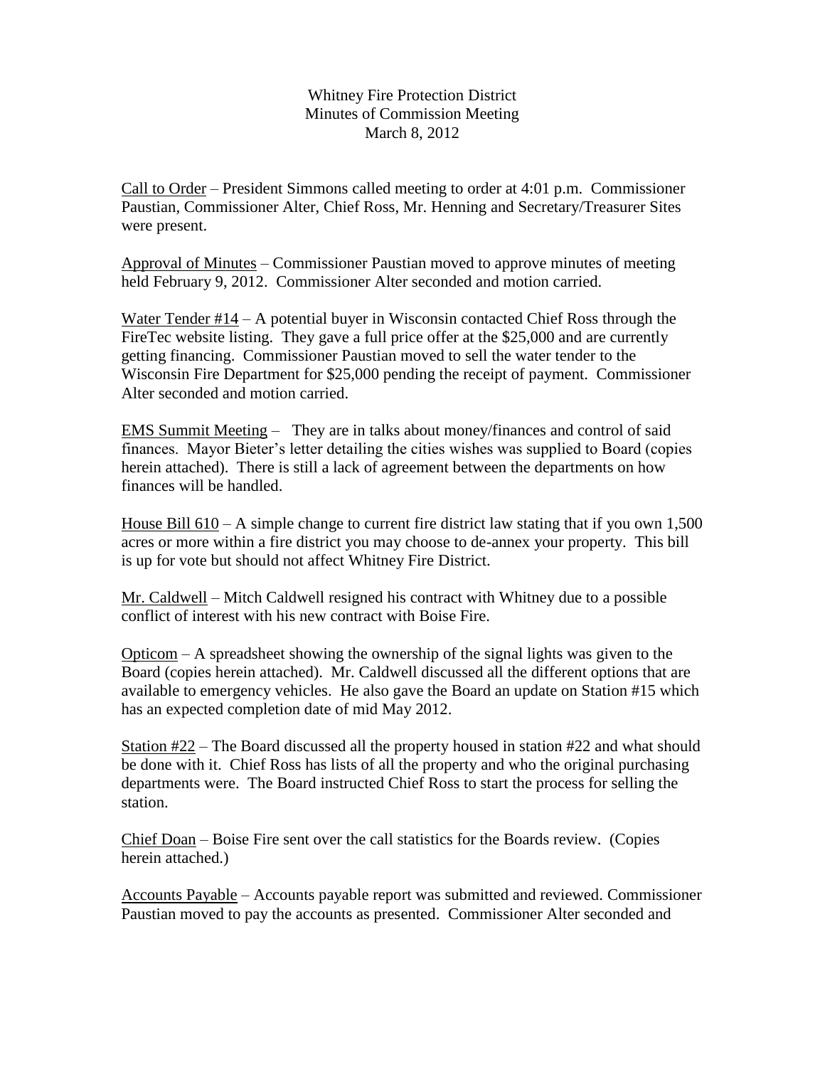Whitney Fire Protection District
Minutes of Commission Meeting
March 8, 2012

Call to Order – President Simmons called meeting to order at 4:01 p.m. Commissioner Paustian, Commissioner Alter, Chief Ross, Mr. Henning and Secretary/Treasurer Sites were present.

Approval of Minutes – Commissioner Paustian moved to approve minutes of meeting held February 9, 2012. Commissioner Alter seconded and motion carried.

Water Tender #14 – A potential buyer in Wisconsin contacted Chief Ross through the FireTec website listing. They gave a full price offer at the $25,000 and are currently getting financing. Commissioner Paustian moved to sell the water tender to the Wisconsin Fire Department for $25,000 pending the receipt of payment. Commissioner Alter seconded and motion carried.

EMS Summit Meeting – They are in talks about money/finances and control of said finances. Mayor Bieter's letter detailing the cities wishes was supplied to Board (copies herein attached). There is still a lack of agreement between the departments on how finances will be handled.

House Bill 610 – A simple change to current fire district law stating that if you own 1,500 acres or more within a fire district you may choose to de-annex your property. This bill is up for vote but should not affect Whitney Fire District.

Mr. Caldwell – Mitch Caldwell resigned his contract with Whitney due to a possible conflict of interest with his new contract with Boise Fire.

Opticom – A spreadsheet showing the ownership of the signal lights was given to the Board (copies herein attached). Mr. Caldwell discussed all the different options that are available to emergency vehicles. He also gave the Board an update on Station #15 which has an expected completion date of mid May 2012.

Station #22 – The Board discussed all the property housed in station #22 and what should be done with it. Chief Ross has lists of all the property and who the original purchasing departments were. The Board instructed Chief Ross to start the process for selling the station.

Chief Doan – Boise Fire sent over the call statistics for the Boards review. (Copies herein attached.)

Accounts Payable – Accounts payable report was submitted and reviewed. Commissioner Paustian moved to pay the accounts as presented. Commissioner Alter seconded and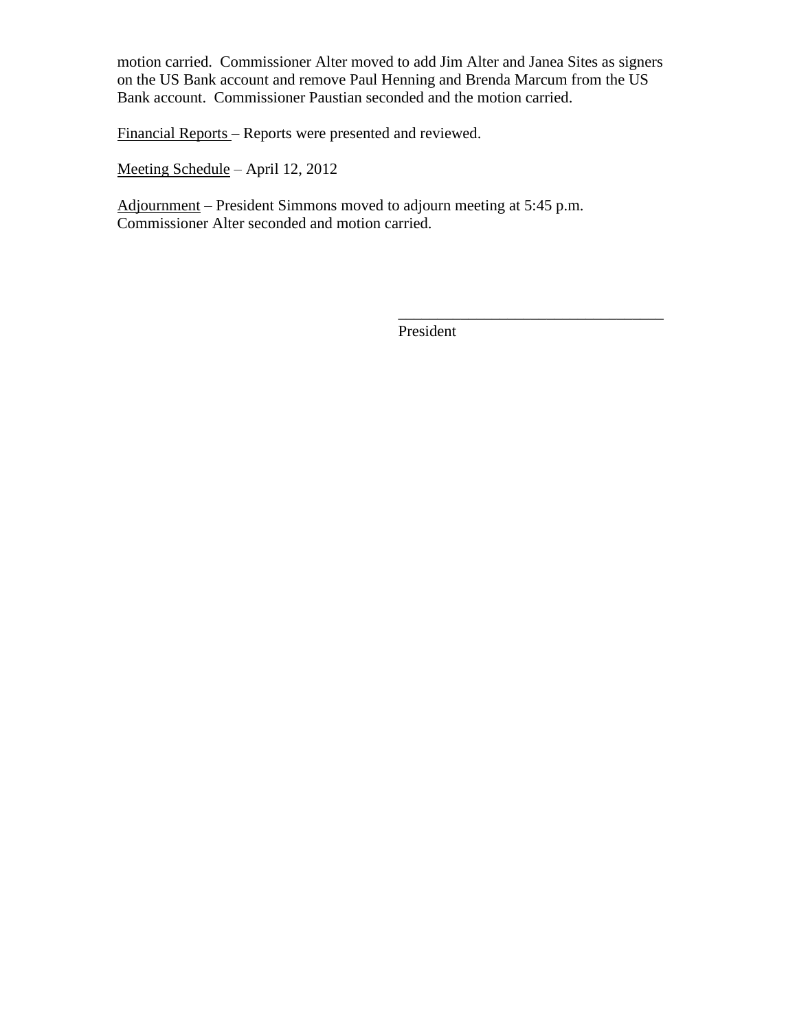motion carried.  Commissioner Alter moved to add Jim Alter and Janea Sites as signers on the US Bank account and remove Paul Henning and Brenda Marcum from the US Bank account.  Commissioner Paustian seconded and the motion carried.

<u>Financial Reports</u> – Reports were presented and reviewed.

<u>Meeting Schedule</u> – April 12, 2012

<u>Adjournment</u> – President Simmons moved to adjourn meeting at 5:45 p.m. Commissioner Alter seconded and motion carried.

\_\_\_\_\_\_\_\_\_\_\_\_\_\_\_\_\_\_\_\_\_\_\_\_\_\_\_\_\_\_\_\_\_\_
President